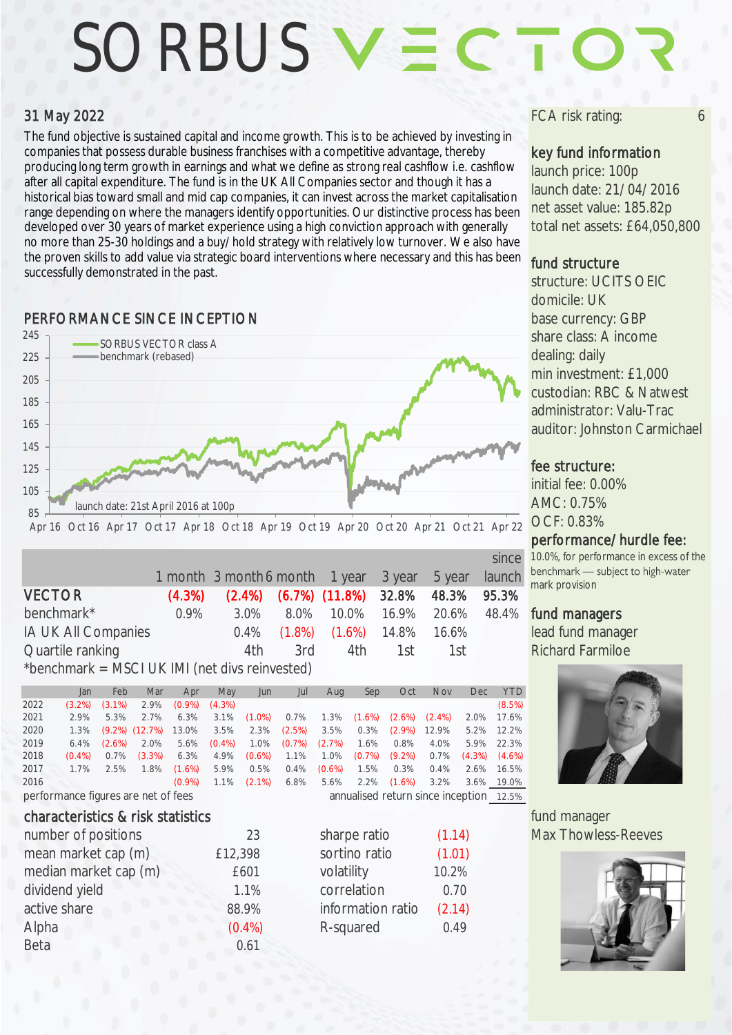# SORBUS VECTOR

## 31 May 2022

The fund objective is sustained capital and income growth. This is to be achieved by investing in companies that possess durable business franchises with a competitive advantage, thereby producing long term growth in earnings and what we define as strong real cashflow i.e. cashflow after all capital expenditure. The fund is in the UK All Companies sector and though it has a historical bias toward small and mid cap companies, it can invest across the market capitalisation range depending on where the managers identify opportunities. Our distinctive process has been developed over 30 years of market experience using a high conviction approach with generally no more than 25-30 holdings and a buy/hold strategy with relatively low turnover. We also have the proven skills to add value via strategic board interventions where necessary and this has been successfully demonstrated in the past.

## PERFORMANCE SINCE INCEPTION

SORBUS VECTOR class A
benchmark (rebased)

launch date: 21st April 2016 at 100p

| | 1 month | 3 month | 6 month | 1 year | 3 year | 5 year | since launch |
|---|---|---|---|---|---|---|---|
| **VECTOR** | (4.3%) | (2.4%) | (6.7%) | (11.8%) | 32.8% | 48.3% | 95.3% |
| benchmark* | 0.9% | 3.0% | 8.0% | 10.0% | 16.9% | 20.6% | 48.4% |
| IA UK All Companies | | 0.4% | (1.8%) | (1.6%) | 14.8% | 16.6% | |
| Quartile ranking | | 4th | 3rd | 4th | 1st | 1st | |

*benchmark = MSCI UK IMI (net divs reinvested)

| | Jan | Feb | Mar | Apr | May | Jun | Jul | Aug | Sep | Oct | Nov | Dec | YTD |
|---|---|---|---|---|---|---|---|---|---|---|---|---|---|
| 2022 | (3.2%) | (3.1%) | 2.9% | (0.9%) | (4.3%) | | | | | | | | (8.5%) |
| 2021 | 2.9% | 5.3% | 2.7% | 6.3% | 3.1% | (1.0%) | 0.7% | 1.3% | (1.6%) | (2.6%) | (2.4%) | 2.0% | 17.6% |
| 2020 | 1.3% | (9.2%) | (12.7%) | 13.0% | 3.5% | 2.3% | (2.5%) | 3.5% | 0.3% | (2.9%) | 12.9% | 5.2% | 12.2% |
| 2019 | 6.4% | (2.6%) | 2.0% | 5.6% | (0.4%) | 1.0% | (0.7%) | (2.7%) | 1.6% | 0.8% | 4.0% | 5.9% | 22.3% |
| 2018 | (0.4%) | 0.7% | (3.3%) | 6.3% | 4.9% | (0.6%) | 1.1% | 1.0% | (0.7%) | (9.2%) | 0.7% | (4.3%) | (4.6%) |
| 2017 | 1.7% | 2.5% | 1.8% | (1.6%) | 5.9% | 0.5% | 0.4% | (0.6%) | 1.5% | 0.3% | 0.4% | 2.6% | 16.5% |
| 2016 | | | | (0.9%) | 1.1% | (2.1%) | 6.8% | 5.6% | 2.2% | (1.6%) | 3.2% | 3.6% | 19.0% |

performance figures are net of fees — annualised return since inception: 12.5%

## characteristics & risk statistics

| | |
|---|---|
| number of positions | 23 |
| mean market cap (m) | £12,398 |
| median market cap (m) | £601 |
| dividend yield | 1.1% |
| active share | 88.9% |
| Alpha | (0.4%) |
| Beta | 0.61 |

| | |
|---|---|
| sharpe ratio | (1.14) |
| sortino ratio | (1.01) |
| volatility | 10.2% |
| correlation | 0.70 |
| information ratio | (2.14) |
| R-squared | 0.49 |

FCA risk rating: 6

## key fund information

launch price: 100p
launch date: 21/04/2016
net asset value: 185.82p
total net assets: £64,050,800

## fund structure

structure: UCITS OEIC
domicile: UK
base currency: GBP
share class: A income
dealing: daily
min investment: £1,000
custodian: RBC & Natwest
administrator: Valu-Trac
auditor: Johnston Carmichael

## fee structure:

initial fee: 0.00%
AMC: 0.75%
OCF: 0.83%

## performance/hurdle fee:

10.0%, for performance in excess of the benchmark — subject to high-water mark provision

## fund managers

lead fund manager
Richard Farmiloe

fund manager
Max Thowless-Reeves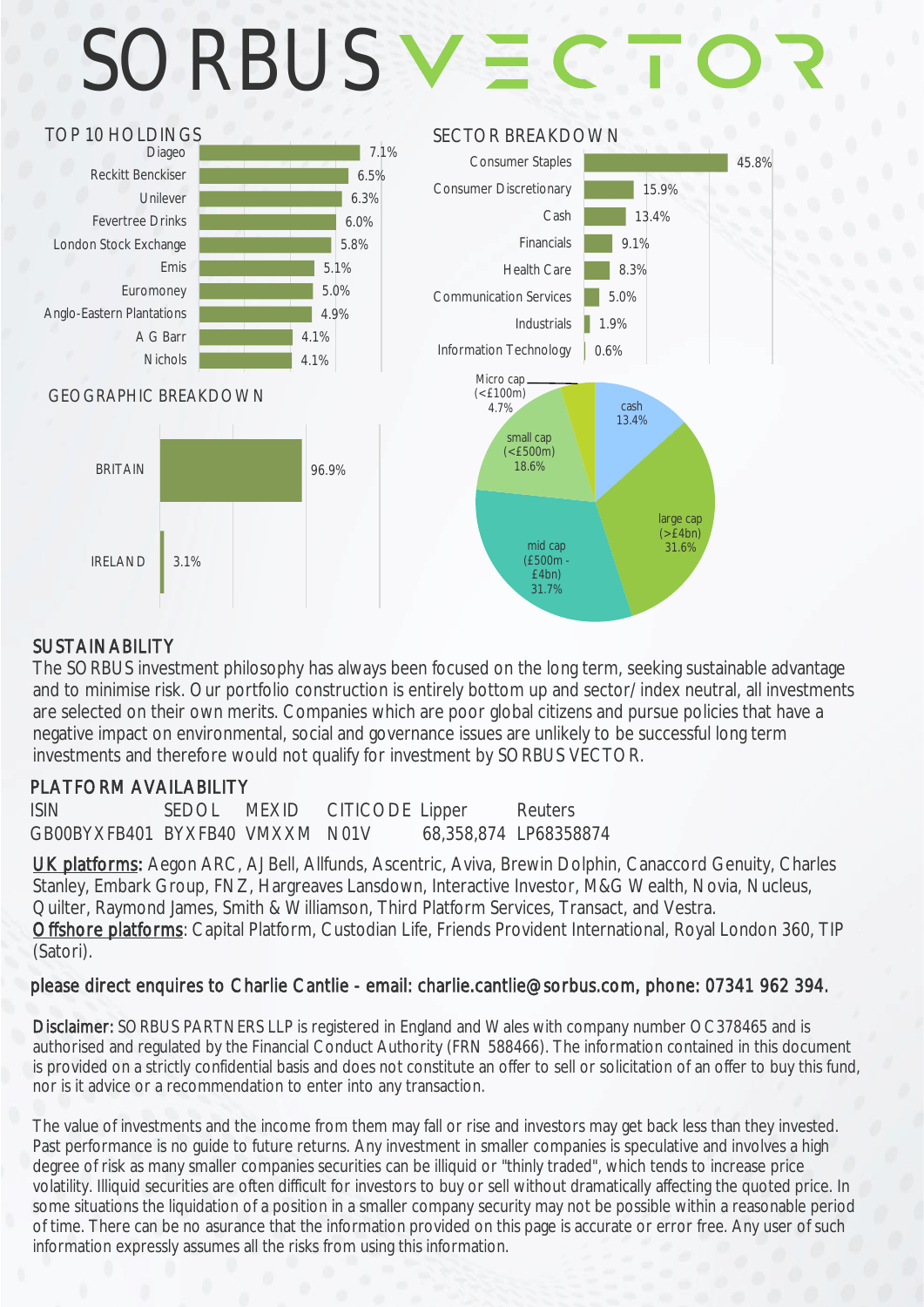# SORBUS VECTOR

## TOP 10 HOLDINGS

Diageo 7.1%
Reckitt Benckiser 6.5%
Unilever 6.3%
Fevertree Drinks 6.0%
London Stock Exchange 5.8%
Emis 5.1%
Euromoney 5.0%
Anglo-Eastern Plantations 4.9%
A G Barr 4.1%
Nichols 4.1%

## SECTOR BREAKDOWN

Consumer Staples 45.8%
Consumer Discretionary 15.9%
Cash 13.4%
Financials 9.1%
Health Care 8.3%
Communication Services 5.0%
Industrials 1.9%
Information Technology 0.6%

## GEOGRAPHIC BREAKDOWN

BRITAIN 96.9%
IRELAND 3.1%

Micro cap (<£100m) 4.7%
cash 13.4%
small cap (<£500m) 18.6%
large cap (>£4bn) 31.6%
mid cap (£500m - £4bn) 31.7%

## SUSTAINABILITY

The SORBUS investment philosophy has always been focused on the long term, seeking sustainable advantage and to minimise risk. Our portfolio construction is entirely bottom up and sector/ index neutral, all investments are selected on their own merits. Companies which are poor global citizens and pursue policies that have a negative impact on environmental, social and governance issues are unlikely to be successful long term investments and therefore would not qualify for investment by SORBUS VECTOR.

## PLATFORM AVAILABILITY

| ISIN | SEDOL | MEXID | CITICODE | Lipper | Reuters |
|---|---|---|---|---|---|
| GB00BYXFB401 | BYXFB40 | VMXXM | N01V | 68,358,874 | LP68358874 |

UK platforms: Aegon ARC, AJ Bell, Allfunds, Ascentric, Aviva, Brewin Dolphin, Canaccord Genuity, Charles Stanley, Embark Group, FNZ, Hargreaves Lansdown, Interactive Investor, M&G Wealth, Novia, Nucleus, Quilter, Raymond James, Smith & Williamson, Third Platform Services, Transact, and Vestra.
Offshore platforms: Capital Platform, Custodian Life, Friends Provident International, Royal London 360, TIP (Satori).

please direct enquires to Charlie Cantlie - email: charlie.cantlie@sorbus.com, phone: 07341 962 394.

**Disclaimer:** SORBUS PARTNERS LLP is registered in England and Wales with company number OC378465 and is authorised and regulated by the Financial Conduct Authority (FRN 588466). The information contained in this document is provided on a strictly confidential basis and does not constitute an offer to sell or solicitation of an offer to buy this fund, nor is it advice or a recommendation to enter into any transaction.

The value of investments and the income from them may fall or rise and investors may get back less than they invested. Past performance is no guide to future returns. Any investment in smaller companies is speculative and involves a high degree of risk as many smaller companies securities can be illiquid or "thinly traded", which tends to increase price volatility. Illiquid securities are often difficult for investors to buy or sell without dramatically affecting the quoted price. In some situations the liquidation of a position in a smaller company security may not be possible within a reasonable period of time. There can be no asurance that the information provided on this page is accurate or error free. Any user of such information expressly assumes all the risks from using this information.